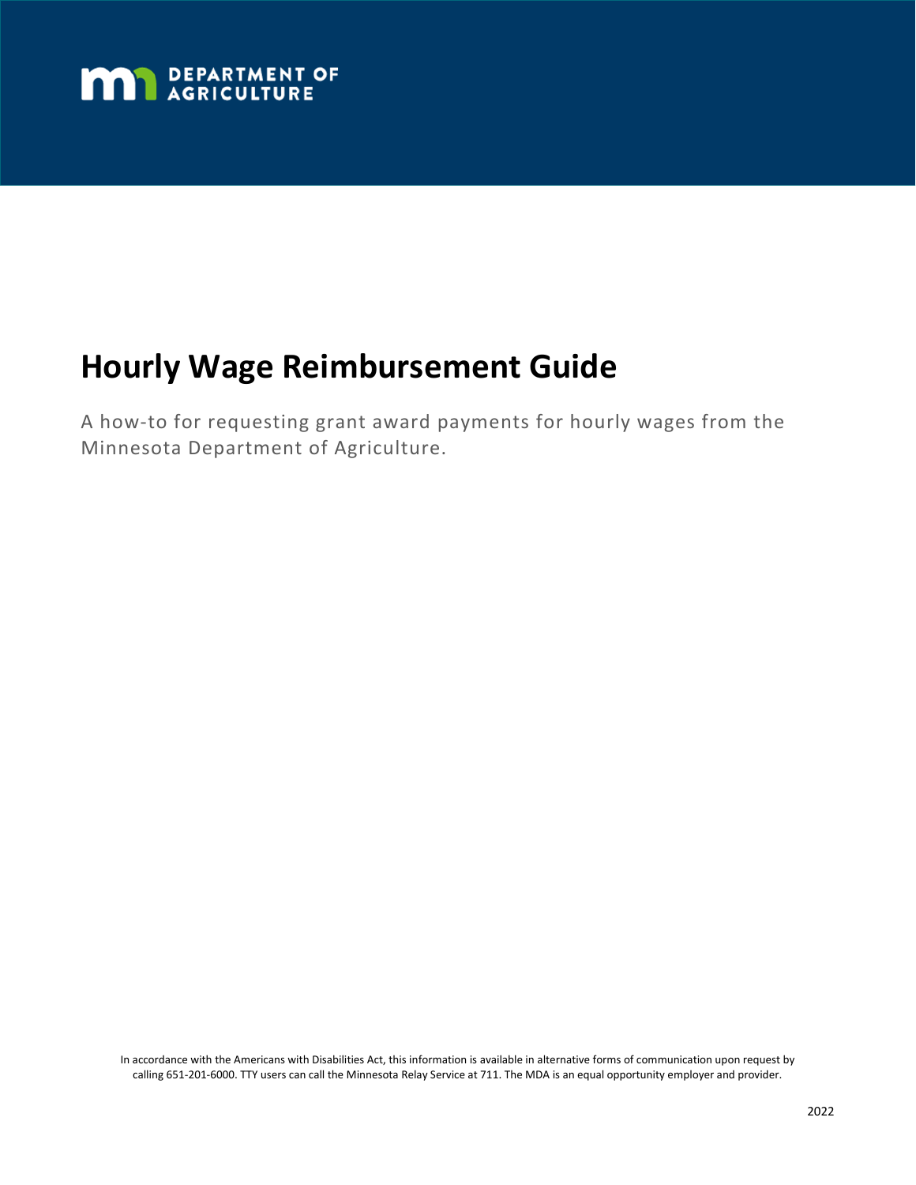DEPARTMENT OF AGRICULTURE

# Hourly Wage Reimbursement Guide

A how-to for requesting grant award payments for hourly wages from the Minnesota Department of Agriculture.

In accordance with the Americans with Disabilities Act, this information is available in alternative forms of communication upon request by calling 651-201-6000. TTY users can call the Minnesota Relay Service at 711. The MDA is an equal opportunity employer and provider.

2022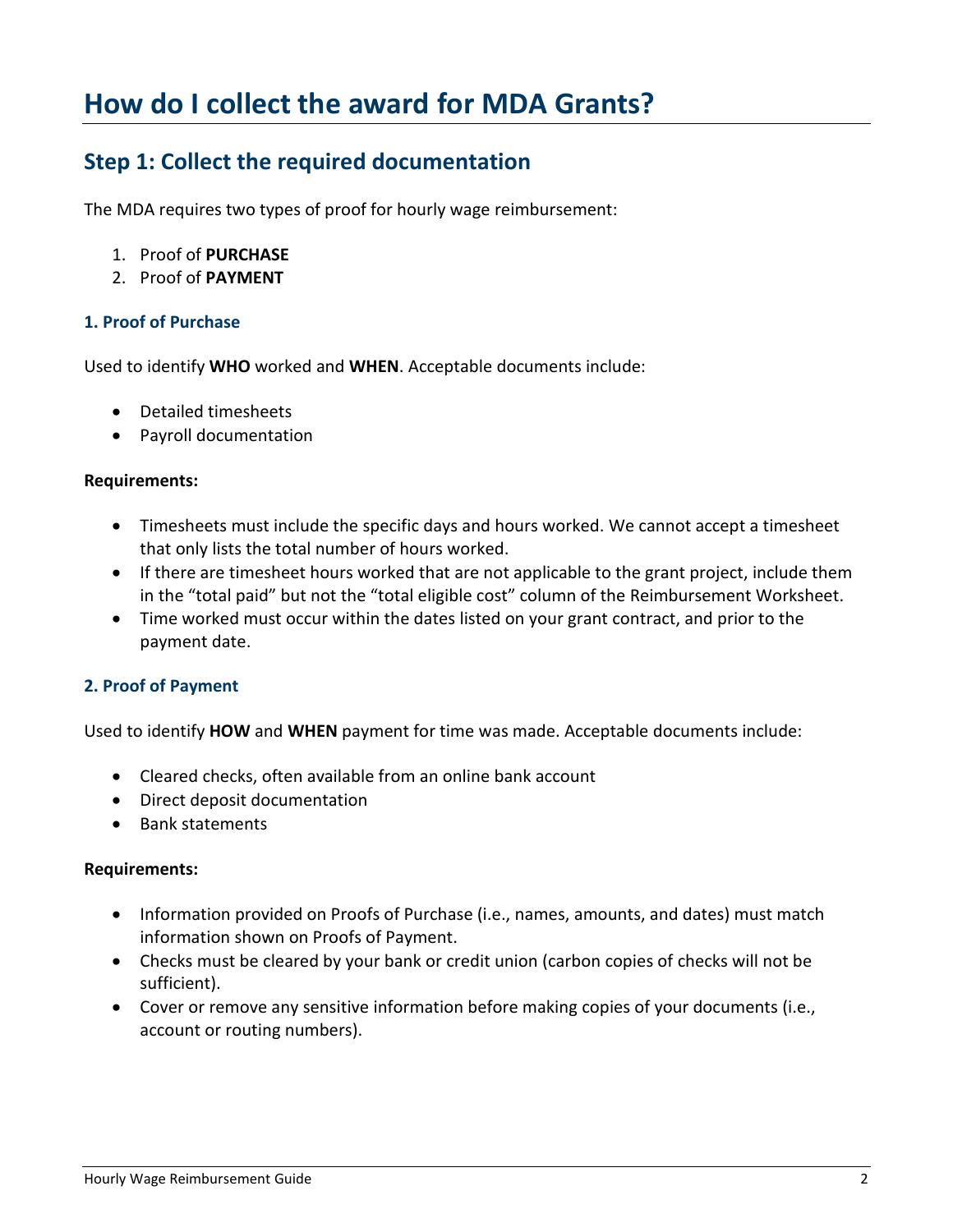# How do I collect the award for MDA Grants?

## Step 1: Collect the required documentation

The MDA requires two types of proof for hourly wage reimbursement:

1. Proof of **PURCHASE**
2. Proof of **PAYMENT**

### 1. Proof of Purchase

Used to identify **WHO** worked and **WHEN**. Acceptable documents include:

- Detailed timesheets
- Payroll documentation

**Requirements:**

- Timesheets must include the specific days and hours worked. We cannot accept a timesheet that only lists the total number of hours worked.
- If there are timesheet hours worked that are not applicable to the grant project, include them in the "total paid" but not the "total eligible cost" column of the Reimbursement Worksheet.
- Time worked must occur within the dates listed on your grant contract, and prior to the payment date.

### 2. Proof of Payment

Used to identify **HOW** and **WHEN** payment for time was made. Acceptable documents include:

- Cleared checks, often available from an online bank account
- Direct deposit documentation
- Bank statements

**Requirements:**

- Information provided on Proofs of Purchase (i.e., names, amounts, and dates) must match information shown on Proofs of Payment.
- Checks must be cleared by your bank or credit union (carbon copies of checks will not be sufficient).
- Cover or remove any sensitive information before making copies of your documents (i.e., account or routing numbers).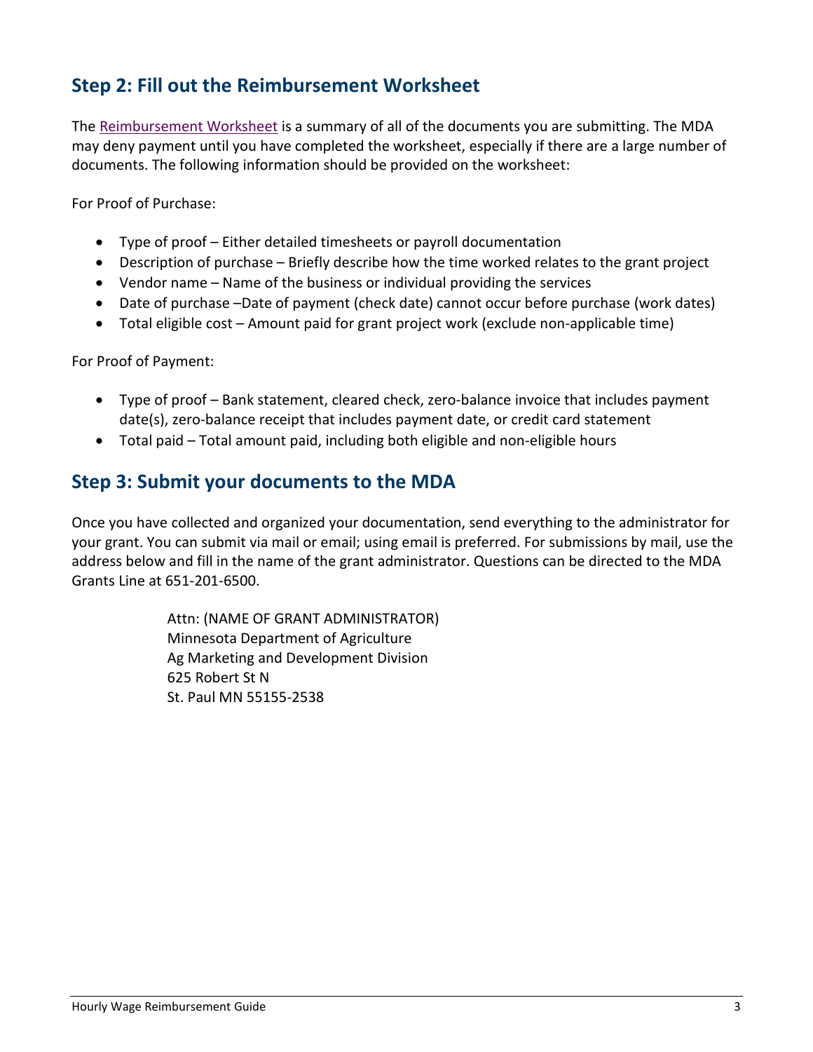## Step 2: Fill out the Reimbursement Worksheet

The Reimbursement Worksheet is a summary of all of the documents you are submitting. The MDA may deny payment until you have completed the worksheet, especially if there are a large number of documents. The following information should be provided on the worksheet:

For Proof of Purchase:

- Type of proof – Either detailed timesheets or payroll documentation
- Description of purchase – Briefly describe how the time worked relates to the grant project
- Vendor name – Name of the business or individual providing the services
- Date of purchase –Date of payment (check date) cannot occur before purchase (work dates)
- Total eligible cost – Amount paid for grant project work (exclude non-applicable time)

For Proof of Payment:

- Type of proof – Bank statement, cleared check, zero-balance invoice that includes payment date(s), zero-balance receipt that includes payment date, or credit card statement
- Total paid – Total amount paid, including both eligible and non-eligible hours

## Step 3: Submit your documents to the MDA

Once you have collected and organized your documentation, send everything to the administrator for your grant. You can submit via mail or email; using email is preferred. For submissions by mail, use the address below and fill in the name of the grant administrator. Questions can be directed to the MDA Grants Line at 651-201-6500.

Attn: (NAME OF GRANT ADMINISTRATOR)
Minnesota Department of Agriculture
Ag Marketing and Development Division
625 Robert St N
St. Paul MN 55155-2538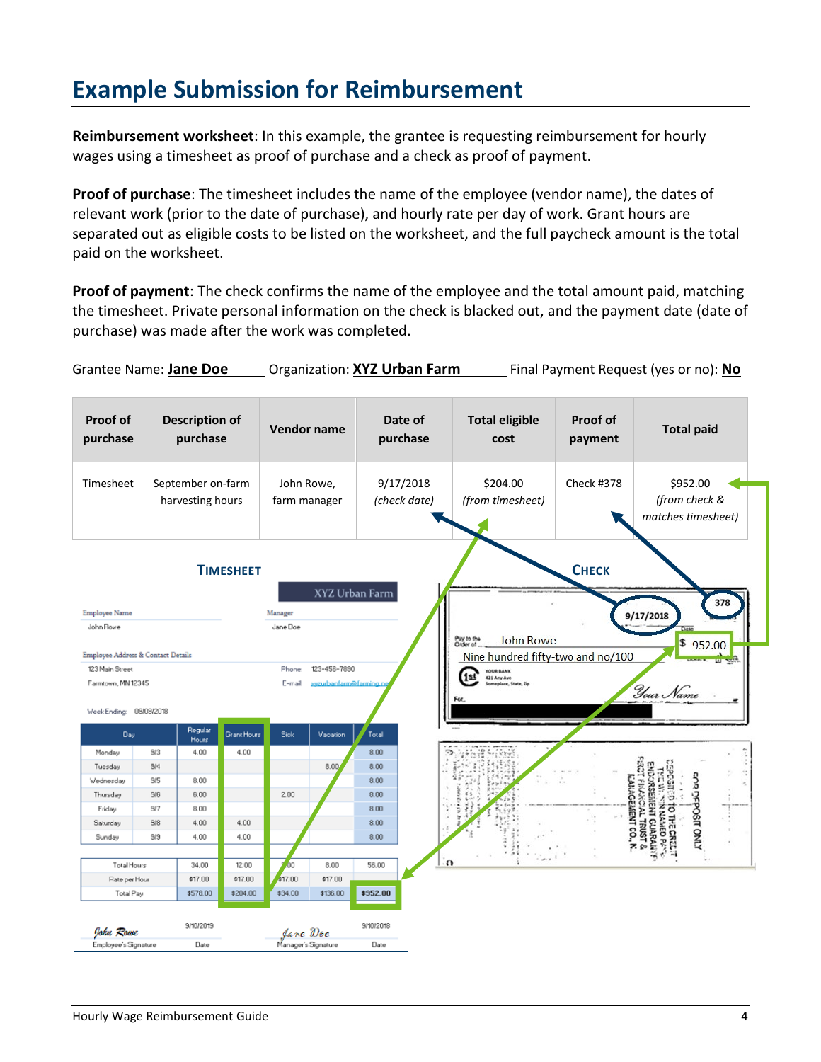# Example Submission for Reimbursement

**Reimbursement worksheet**: In this example, the grantee is requesting reimbursement for hourly wages using a timesheet as proof of purchase and a check as proof of payment.

**Proof of purchase**: The timesheet includes the name of the employee (vendor name), the dates of relevant work (prior to the date of purchase), and hourly rate per day of work. Grant hours are separated out as eligible costs to be listed on the worksheet, and the full paycheck amount is the total paid on the worksheet.

**Proof of payment**: The check confirms the name of the employee and the total amount paid, matching the timesheet. Private personal information on the check is blacked out, and the payment date (date of purchase) was made after the work was completed.

Grantee Name: **Jane Doe** Organization: **XYZ Urban Farm** Final Payment Request (yes or no): **No**

| Proof of purchase | Description of purchase | Vendor name | Date of purchase | Total eligible cost | Proof of payment | Total paid |
|---|---|---|---|---|---|---|
| Timesheet | September on-farm harvesting hours | John Rowe, farm manager | 9/17/2018 *(check date)* | $204.00 *(from timesheet)* | Check #378 | $952.00 *(from check & matches timesheet)* |

**TIMESHEET**

XYZ Urban Farm

Employee Name: John Rowe | Manager: Jane Doe

Employee Address & Contact Details: 123 Main Street, Farmtown, MN 12345 | Phone: 123-456-7890 | E-mail: xyzurbanfarm@farming.net

Week Ending: 09/09/2018

| Day | | Regular Hours | Grant Hours | Sick | Vacation | Total |
|---|---|---|---|---|---|---|
| Monday | 9/3 | 4.00 | 4.00 | | | 8.00 |
| Tuesday | 9/4 | | | | 8.00 | 8.00 |
| Wednesday | 9/5 | 8.00 | | | | 8.00 |
| Thursday | 9/6 | 6.00 | | 2.00 | | 8.00 |
| Friday | 9/7 | 8.00 | | | | 8.00 |
| Saturday | 9/8 | 4.00 | 4.00 | | | 8.00 |
| Sunday | 9/9 | 4.00 | 4.00 | | | 8.00 |
| Total Hours | | 34.00 | 12.00 | 2.00 | 8.00 | 56.00 |
| Rate per Hour | | $17.00 | $17.00 | $17.00 | $17.00 | |
| Total Pay | | $578.00 | $204.00 | $34.00 | $136.00 | **$952.00** |

John Rowe — Employee's Signature — Date: 9/10/2018
Jane Doe — Manager's Signature — Date: 9/10/2018

**CHECK**

378

Date: 9/17/2018

Pay to the Order of: John Rowe — $ 952.00

Nine hundred fifty-two and no/100

YOUR BANK, 421 Any Ave, Someplace, State, Zip

For:

Your Name

(Back of check) FOR DEPOSIT ONLY — DEPOSITED TO THE CREDIT OF THE WITHIN NAMED PAYEE, ENDORSEMENT GUARANTEED, FIRST FINANCIAL TRUST & MANAGEMENT CO., N.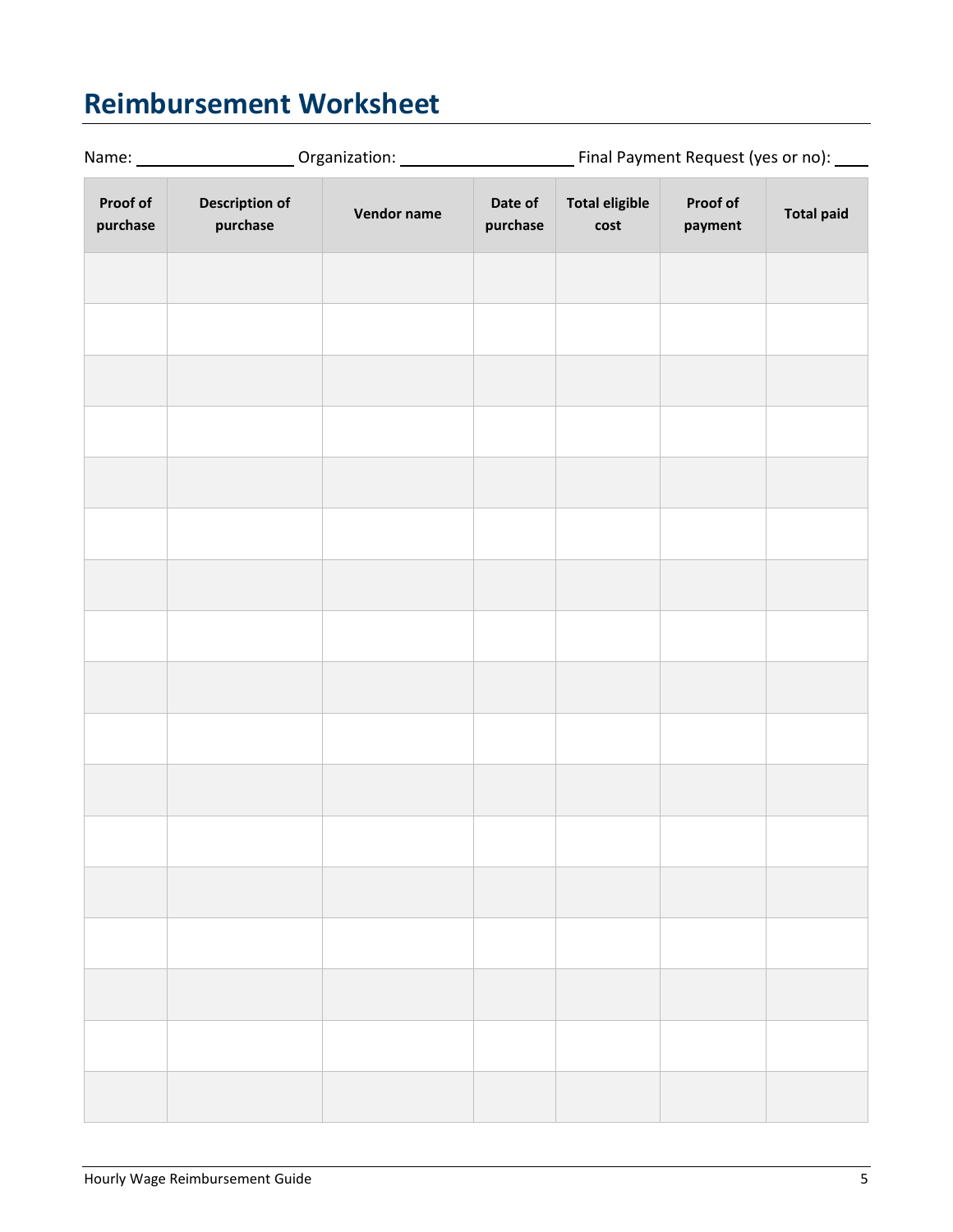# Reimbursement Worksheet

Name: ________________ Organization: __________________ Final Payment Request (yes or no): ____

| Proof of purchase | Description of purchase | Vendor name | Date of purchase | Total eligible cost | Proof of payment | Total paid |
|---|---|---|---|---|---|---|
| | | | | | | |
| | | | | | | |
| | | | | | | |
| | | | | | | |
| | | | | | | |
| | | | | | | |
| | | | | | | |
| | | | | | | |
| | | | | | | |
| | | | | | | |
| | | | | | | |
| | | | | | | |
| | | | | | | |
| | | | | | | |
| | | | | | | |
| | | | | | | |
| | | | | | | |